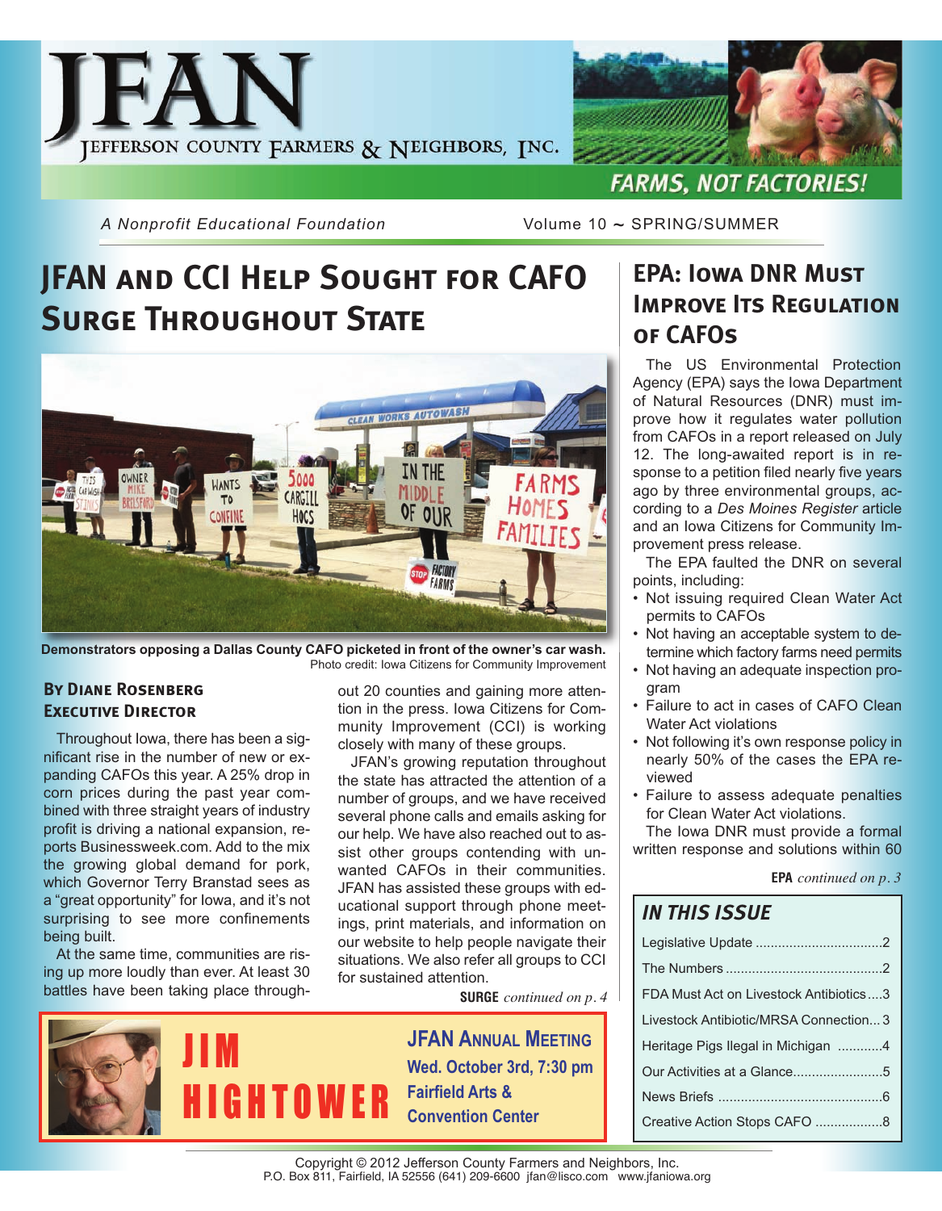# JFAN

JEFFERSON COUNTY FARMERS & NEIGHBORS, INC.

**FARMS, NOT FACTORIES!**

*A Nonprofit Educational Foundation*

Volume 10 ~ SPRING/SUMMER

## JFAN and CCI Help Sought for CAFO Surge Throughout State

**Demonstrators opposing a Dallas County CAFO picketed in front of the owner's car wash.**
Photo credit: Iowa Citizens for Community Improvement

**By Diane Rosenberg**
**Executive Director**

Throughout Iowa, there has been a significant rise in the number of new or expanding CAFOs this year. A 25% drop in corn prices during the past year combined with three straight years of industry profit is driving a national expansion, reports Businessweek.com. Add to the mix the growing global demand for pork, which Governor Terry Branstad sees as a "great opportunity" for Iowa, and it's not surprising to see more confinements being built.

At the same time, communities are rising up more loudly than ever. At least 30 battles have been taking place throughout 20 counties and gaining more attention in the press. Iowa Citizens for Community Improvement (CCI) is working closely with many of these groups.

JFAN's growing reputation throughout the state has attracted the attention of a number of groups, and we have received several phone calls and emails asking for our help. We have also reached out to assist other groups contending with unwanted CAFOs in their communities. JFAN has assisted these groups with educational support through phone meetings, print materials, and information on our website to help people navigate their situations. We also refer all groups to CCI for sustained attention.

**SURGE** *continued on p. 4*

**JIM HIGHTOWER**

**JFAN Annual Meeting**
**Wed. October 3rd, 7:30 pm**
**Fairfield Arts & Convention Center**

## EPA: Iowa DNR Must Improve Its Regulation of CAFOs

The US Environmental Protection Agency (EPA) says the Iowa Department of Natural Resources (DNR) must improve how it regulates water pollution from CAFOs in a report released on July 12. The long-awaited report is in response to a petition filed nearly five years ago by three environmental groups, according to a *Des Moines Register* article and an Iowa Citizens for Community Improvement press release.

The EPA faulted the DNR on several points, including:

- Not issuing required Clean Water Act permits to CAFOs
- Not having an acceptable system to determine which factory farms need permits
- Not having an adequate inspection program
- Failure to act in cases of CAFO Clean Water Act violations
- Not following it's own response policy in nearly 50% of the cases the EPA reviewed
- Failure to assess adequate penalties for Clean Water Act violations.

The Iowa DNR must provide a formal written response and solutions within 60

**EPA** *continued on p. 3*

### IN THIS ISSUE

| | |
|---|---|
| Legislative Update | 2 |
| The Numbers | 2 |
| FDA Must Act on Livestock Antibiotics | 3 |
| Livestock Antibiotic/MRSA Connection | 3 |
| Heritage Pigs Ilegal in Michigan | 4 |
| Our Activities at a Glance | 5 |
| News Briefs | 6 |
| Creative Action Stops CAFO | 8 |

Copyright © 2012 Jefferson County Farmers and Neighbors, Inc.
P.O. Box 811, Fairfield, IA 52556 (641) 209-6600 jfan@lisco.com www.jfaniowa.org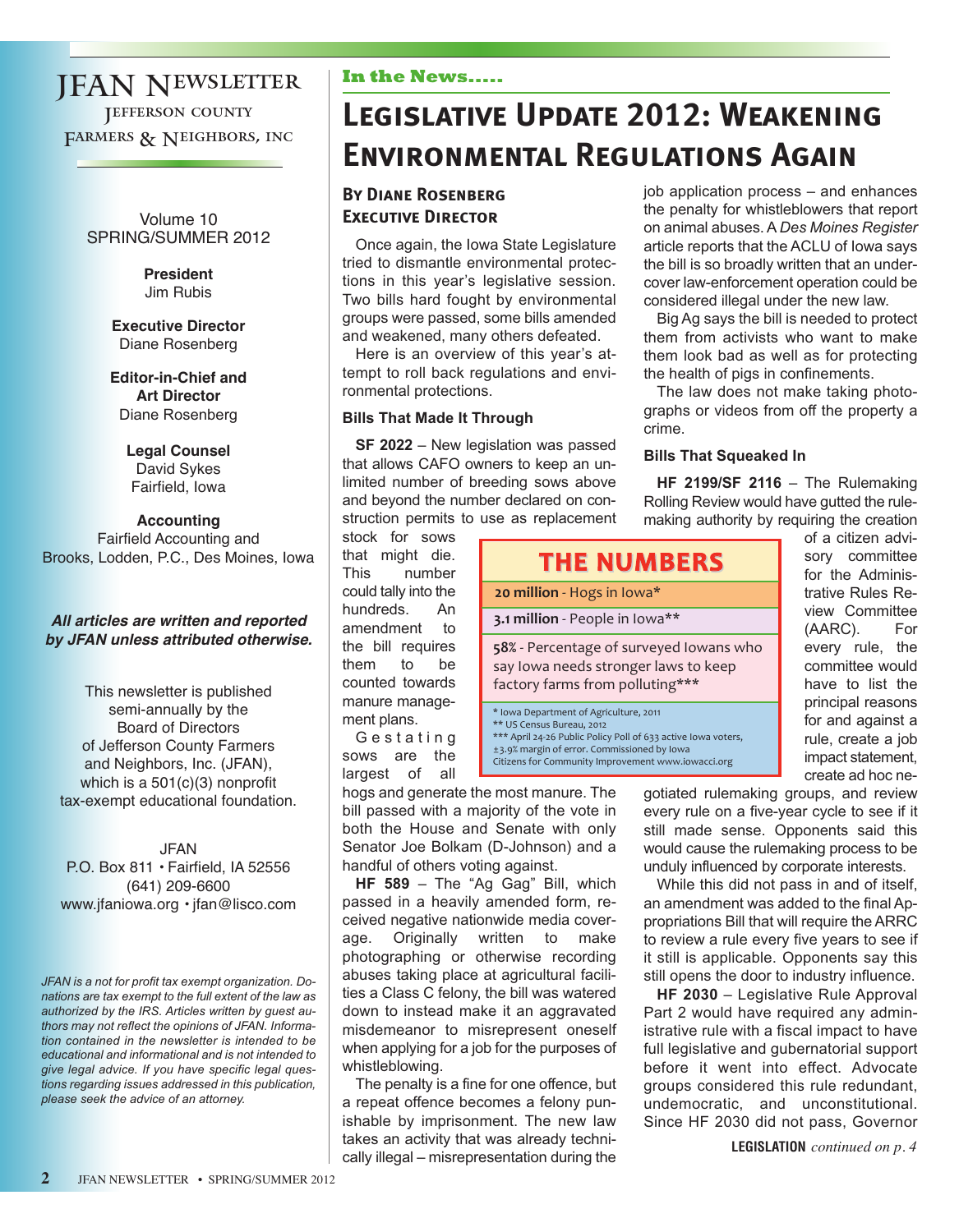# JFAN Newsletter

Jefferson County Farmers & Neighbors, Inc

Volume 10
SPRING/SUMMER 2012

**President**
Jim Rubis

**Executive Director**
Diane Rosenberg

**Editor-in-Chief and Art Director**
Diane Rosenberg

**Legal Counsel**
David Sykes
Fairfield, Iowa

**Accounting**
Fairfield Accounting and Brooks, Lodden, P.C., Des Moines, Iowa

***All articles are written and reported by JFAN unless attributed otherwise.***

This newsletter is published semi-annually by the Board of Directors of Jefferson County Farmers and Neighbors, Inc. (JFAN), which is a 501(c)(3) nonprofit tax-exempt educational foundation.

JFAN
P.O. Box 811 • Fairfield, IA 52556
(641) 209-6600
www.jfaniowa.org • jfan@lisco.com

*JFAN is a not for profit tax exempt organization. Donations are tax exempt to the full extent of the law as authorized by the IRS. Articles written by guest authors may not reflect the opinions of JFAN. Information contained in the newsletter is intended to be educational and informational and is not intended to give legal advice. If you have specific legal questions regarding issues addressed in this publication, please seek the advice of an attorney.*

**In the News.....**

# Legislative Update 2012: Weakening Environmental Regulations Again

**By Diane Rosenberg**
**Executive Director**

Once again, the Iowa State Legislature tried to dismantle environmental protections in this year's legislative session. Two bills hard fought by environmental groups were passed, some bills amended and weakened, many others defeated.

Here is an overview of this year's attempt to roll back regulations and environmental protections.

### Bills That Made It Through

**SF 2022** – New legislation was passed that allows CAFO owners to keep an unlimited number of breeding sows above and beyond the number declared on construction permits to use as replacement stock for sows that might die. This number could tally into the hundreds. An amendment to the bill requires them to be counted towards manure management plans.

Gestating sows are the largest of all hogs and generate the most manure. The bill passed with a majority of the vote in both the House and Senate with only Senator Joe Bolkam (D-Johnson) and a handful of others voting against.

**HF 589** – The "Ag Gag" Bill, which passed in a heavily amended form, received negative nationwide media coverage. Originally written to make photographing or otherwise recording abuses taking place at agricultural facilities a Class C felony, the bill was watered down to instead make it an aggravated misdemeanor to misrepresent oneself when applying for a job for the purposes of whistleblowing.

The penalty is a fine for one offence, but a repeat offence becomes a felony punishable by imprisonment. The new law takes an activity that was already technically illegal – misrepresentation during the job application process – and enhances the penalty for whistleblowers that report on animal abuses. A *Des Moines Register* article reports that the ACLU of Iowa says the bill is so broadly written that an undercover law-enforcement operation could be considered illegal under the new law.

Big Ag says the bill is needed to protect them from activists who want to make them look bad as well as for protecting the health of pigs in confinements.

The law does not make taking photographs or videos from off the property a crime.

### Bills That Squeaked In

**HF 2199/SF 2116** – The Rulemaking Rolling Review would have gutted the rulemaking authority by requiring the creation of a citizen advisory committee for the Administrative Rules Review Committee (AARC). For every rule, the committee would have to list the principal reasons for and against a rule, create a job impact statement, create ad hoc negotiated rulemaking groups, and review every rule on a five-year cycle to see if it still made sense. Opponents said this would cause the rulemaking process to be unduly influenced by corporate interests.

While this did not pass in and of itself, an amendment was added to the final Appropriations Bill that will require the ARRC to review a rule every five years to see if it still is applicable. Opponents say this still opens the door to industry influence.

**HF 2030** – Legislative Rule Approval Part 2 would have required any administrative rule with a fiscal impact to have full legislative and gubernatorial support before it went into effect. Advocate groups considered this rule redundant, undemocratic, and unconstitutional. Since HF 2030 did not pass, Governor

**LEGISLATION** *continued on p. 4*

---

**THE NUMBERS**

**20 million** - Hogs in Iowa*

**3.1 million** - People in Iowa**

**58%** - Percentage of surveyed Iowans who say Iowa needs stronger laws to keep factory farms from polluting***

\* Iowa Department of Agriculture, 2011
** US Census Bureau, 2012
*** April 24-26 Public Policy Poll of 633 active Iowa voters, ±3.9% margin of error. Commissioned by Iowa Citizens for Community Improvement www.iowacci.org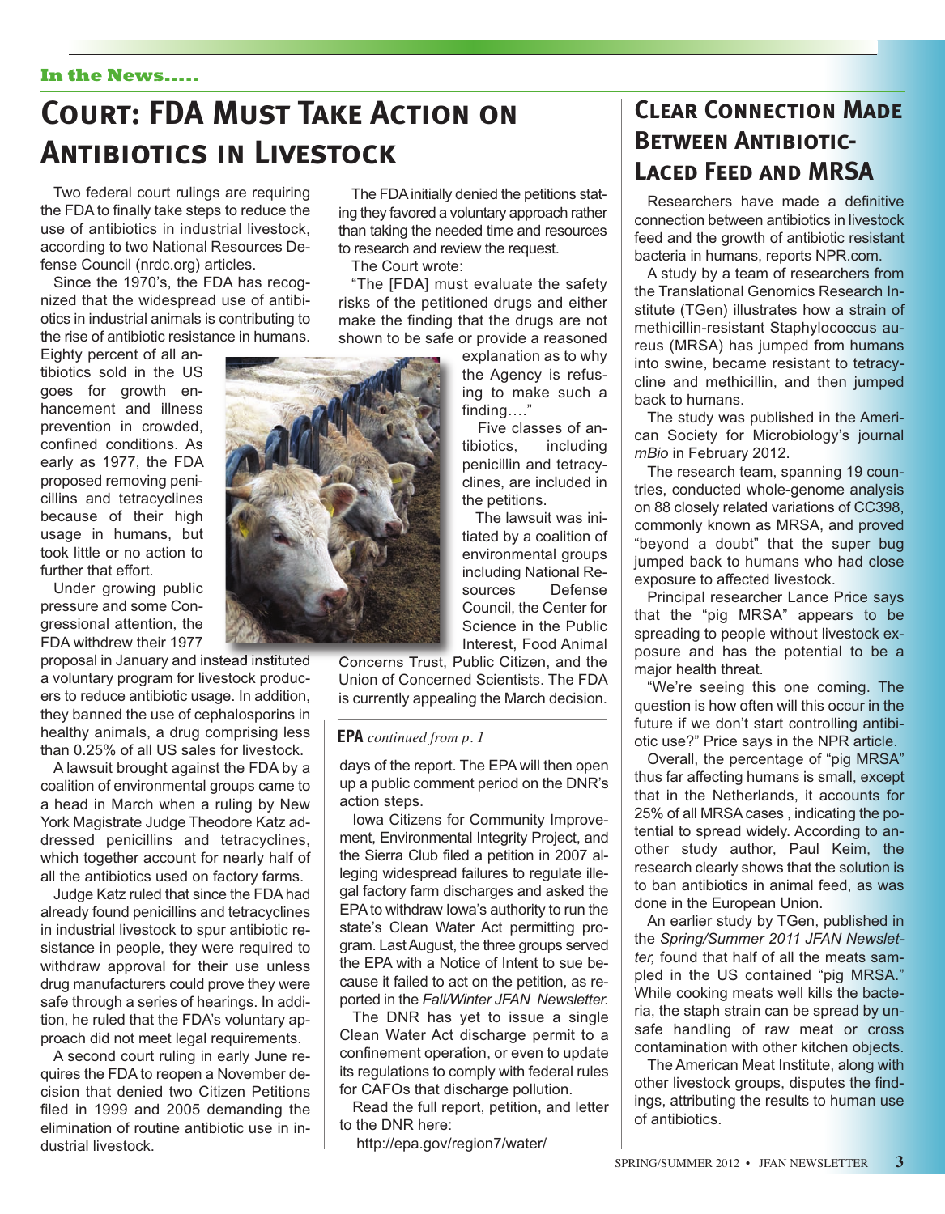In the News.....

# Court: FDA Must Take Action on Antibiotics in Livestock

Two federal court rulings are requiring the FDA to finally take steps to reduce the use of antibiotics in industrial livestock, according to two National Resources Defense Council (nrdc.org) articles.

Since the 1970's, the FDA has recognized that the widespread use of antibiotics in industrial animals is contributing to the rise of antibiotic resistance in humans. Eighty percent of all antibiotics sold in the US goes for growth enhancement and illness prevention in crowded, confined conditions. As early as 1977, the FDA proposed removing penicillins and tetracyclines because of their high usage in humans, but took little or no action to further that effort.

Under growing public pressure and some Congressional attention, the FDA withdrew their 1977 proposal in January and instead instituted a voluntary program for livestock producers to reduce antibiotic usage. In addition, they banned the use of cephalosporins in healthy animals, a drug comprising less than 0.25% of all US sales for livestock.

A lawsuit brought against the FDA by a coalition of environmental groups came to a head in March when a ruling by New York Magistrate Judge Theodore Katz addressed penicillins and tetracyclines, which together account for nearly half of all the antibiotics used on factory farms.

Judge Katz ruled that since the FDA had already found penicillins and tetracyclines in industrial livestock to spur antibiotic resistance in people, they were required to withdraw approval for their use unless drug manufacturers could prove they were safe through a series of hearings. In addition, he ruled that the FDA's voluntary approach did not meet legal requirements.

A second court ruling in early June requires the FDA to reopen a November decision that denied two Citizen Petitions filed in 1999 and 2005 demanding the elimination of routine antibiotic use in industrial livestock.

The FDA initially denied the petitions stating they favored a voluntary approach rather than taking the needed time and resources to research and review the request.

The Court wrote:

"The [FDA] must evaluate the safety risks of the petitioned drugs and either make the finding that the drugs are not shown to be safe or provide a reasoned explanation as to why the Agency is refusing to make such a finding…."

Five classes of antibiotics, including penicillin and tetracyclines, are included in the petitions.

The lawsuit was initiated by a coalition of environmental groups including National Resources Defense Council, the Center for Science in the Public Interest, Food Animal Concerns Trust, Public Citizen, and the Union of Concerned Scientists. The FDA is currently appealing the March decision.

**EPA** *continued from p. 1*

days of the report. The EPA will then open up a public comment period on the DNR's action steps.

Iowa Citizens for Community Improvement, Environmental Integrity Project, and the Sierra Club filed a petition in 2007 alleging widespread failures to regulate illegal factory farm discharges and asked the EPA to withdraw Iowa's authority to run the state's Clean Water Act permitting program. Last August, the three groups served the EPA with a Notice of Intent to sue because it failed to act on the petition, as reported in the *Fall/Winter JFAN Newsletter.*

The DNR has yet to issue a single Clean Water Act discharge permit to a confinement operation, or even to update its regulations to comply with federal rules for CAFOs that discharge pollution.

Read the full report, petition, and letter to the DNR here:

http://epa.gov/region7/water/

# Clear Connection Made Between Antibiotic-Laced Feed and MRSA

Researchers have made a definitive connection between antibiotics in livestock feed and the growth of antibiotic resistant bacteria in humans, reports NPR.com.

A study by a team of researchers from the Translational Genomics Research Institute (TGen) illustrates how a strain of methicillin-resistant Staphylococcus aureus (MRSA) has jumped from humans into swine, became resistant to tetracycline and methicillin, and then jumped back to humans.

The study was published in the American Society for Microbiology's journal *mBio* in February 2012.

The research team, spanning 19 countries, conducted whole-genome analysis on 88 closely related variations of CC398, commonly known as MRSA, and proved "beyond a doubt" that the super bug jumped back to humans who had close exposure to affected livestock.

Principal researcher Lance Price says that the "pig MRSA" appears to be spreading to people without livestock exposure and has the potential to be a major health threat.

"We're seeing this one coming. The question is how often will this occur in the future if we don't start controlling antibiotic use?" Price says in the NPR article.

Overall, the percentage of "pig MRSA" thus far affecting humans is small, except that in the Netherlands, it accounts for 25% of all MRSA cases , indicating the potential to spread widely. According to another study author, Paul Keim, the research clearly shows that the solution is to ban antibiotics in animal feed, as was done in the European Union.

An earlier study by TGen, published in the *Spring/Summer 2011 JFAN Newsletter,* found that half of all the meats sampled in the US contained "pig MRSA." While cooking meats well kills the bacteria, the staph strain can be spread by unsafe handling of raw meat or cross contamination with other kitchen objects.

The American Meat Institute, along with other livestock groups, disputes the findings, attributing the results to human use of antibiotics.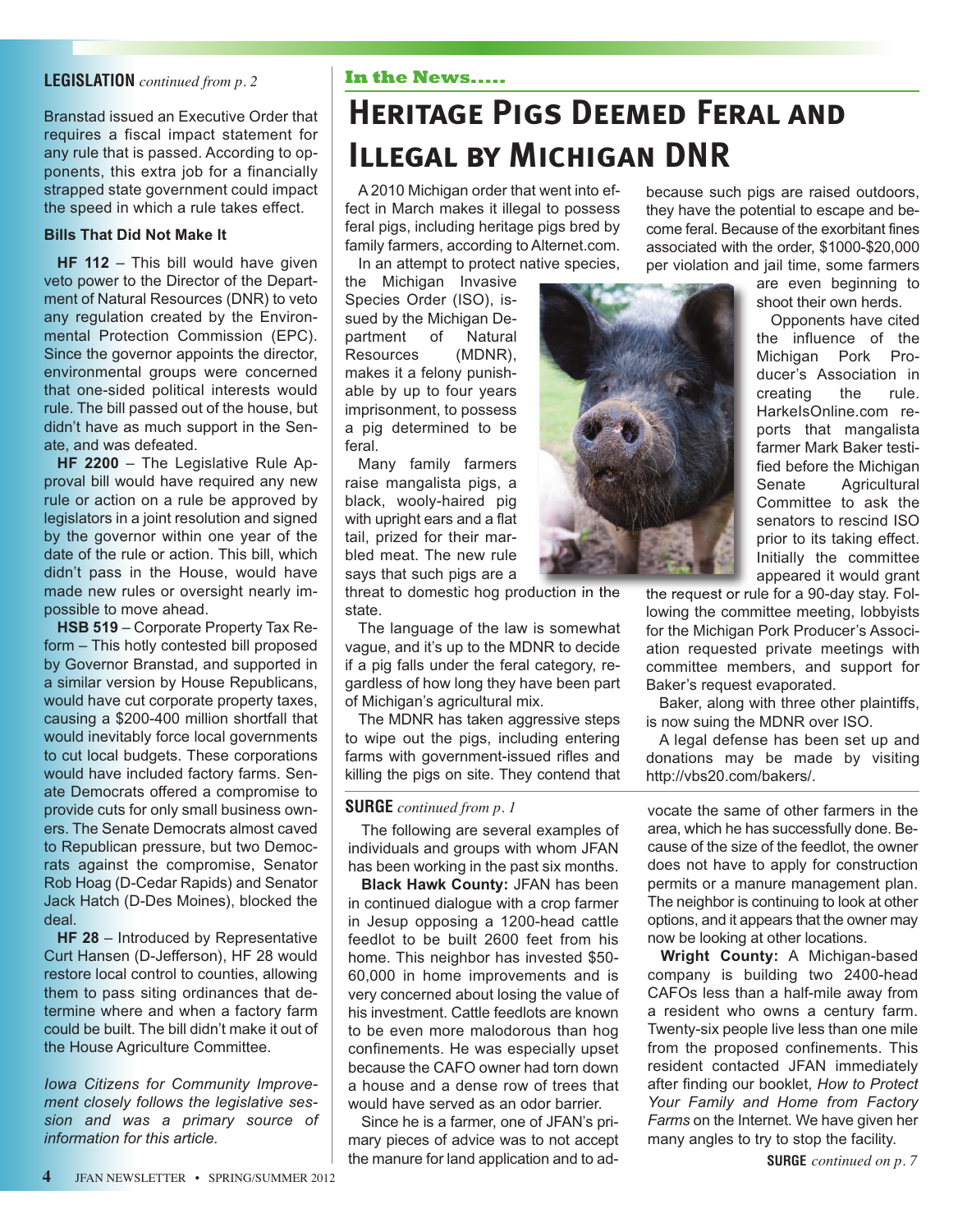**LEGISLATION** *continued from p. 2*

Branstad issued an Executive Order that requires a fiscal impact statement for any rule that is passed. According to opponents, this extra job for a financially strapped state government could impact the speed in which a rule takes effect.

**Bills That Did Not Make It**

**HF 112** – This bill would have given veto power to the Director of the Department of Natural Resources (DNR) to veto any regulation created by the Environmental Protection Commission (EPC). Since the governor appoints the director, environmental groups were concerned that one-sided political interests would rule. The bill passed out of the house, but didn't have as much support in the Senate, and was defeated.

**HF 2200** – The Legislative Rule Approval bill would have required any new rule or action on a rule be approved by legislators in a joint resolution and signed by the governor within one year of the date of the rule or action. This bill, which didn't pass in the House, would have made new rules or oversight nearly impossible to move ahead.

**HSB 519** – Corporate Property Tax Reform – This hotly contested bill proposed by Governor Branstad, and supported in a similar version by House Republicans, would have cut corporate property taxes, causing a $200-400 million shortfall that would inevitably force local governments to cut local budgets. These corporations would have included factory farms. Senate Democrats offered a compromise to provide cuts for only small business owners. The Senate Democrats almost caved to Republican pressure, but two Democrats against the compromise, Senator Rob Hoag (D-Cedar Rapids) and Senator Jack Hatch (D-Des Moines), blocked the deal.

**HF 28** – Introduced by Representative Curt Hansen (D-Jefferson), HF 28 would restore local control to counties, allowing them to pass siting ordinances that determine where and when a factory farm could be built. The bill didn't make it out of the House Agriculture Committee.

*Iowa Citizens for Community Improvement closely follows the legislative session and was a primary source of information for this article.*

**In the News.....**

# Heritage Pigs Deemed Feral and Illegal by Michigan DNR

A 2010 Michigan order that went into effect in March makes it illegal to possess feral pigs, including heritage pigs bred by family farmers, according to Alternet.com.

In an attempt to protect native species, the Michigan Invasive Species Order (ISO), issued by the Michigan Department of Natural Resources (MDNR), makes it a felony punishable by up to four years imprisonment, to possess a pig determined to be feral.

Many family farmers raise mangalista pigs, a black, wooly-haired pig with upright ears and a flat tail, prized for their marbled meat. The new rule says that such pigs are a threat to domestic hog production in the state.

The language of the law is somewhat vague, and it's up to the MDNR to decide if a pig falls under the feral category, regardless of how long they have been part of Michigan's agricultural mix.

The MDNR has taken aggressive steps to wipe out the pigs, including entering farms with government-issued rifles and killing the pigs on site. They contend that because such pigs are raised outdoors, they have the potential to escape and become feral. Because of the exorbitant fines associated with the order, $1000-$20,000 per violation and jail time, some farmers are even beginning to shoot their own herds.

Opponents have cited the influence of the Michigan Pork Producer's Association in creating the rule. HarkelsOnline.com reports that mangalista farmer Mark Baker testified before the Michigan Senate Agricultural Committee to ask the senators to rescind ISO prior to its taking effect. Initially the committee appeared it would grant the request or rule for a 90-day stay. Following the committee meeting, lobbyists for the Michigan Pork Producer's Association requested private meetings with committee members, and support for Baker's request evaporated.

Baker, along with three other plaintiffs, is now suing the MDNR over ISO.

A legal defense has been set up and donations may be made by visiting http://vbs20.com/bakers/.

**SURGE** *continued from p. 1*

The following are several examples of individuals and groups with whom JFAN has been working in the past six months.

**Black Hawk County:** JFAN has been in continued dialogue with a crop farmer in Jesup opposing a 1200-head cattle feedlot to be built 2600 feet from his home. This neighbor has invested $50-60,000 in home improvements and is very concerned about losing the value of his investment. Cattle feedlots are known to be even more malodorous than hog confinements. He was especially upset because the CAFO owner had torn down a house and a dense row of trees that would have served as an odor barrier.

Since he is a farmer, one of JFAN's primary pieces of advice was to not accept the manure for land application and to advocate the same of other farmers in the area, which he has successfully done. Because of the size of the feedlot, the owner does not have to apply for construction permits or a manure management plan. The neighbor is continuing to look at other options, and it appears that the owner may now be looking at other locations.

**Wright County:** A Michigan-based company is building two 2400-head CAFOs less than a half-mile away from a resident who owns a century farm. Twenty-six people live less than one mile from the proposed confinements. This resident contacted JFAN immediately after finding our booklet, *How to Protect Your Family and Home from Factory Farms* on the Internet. We have given her many angles to try to stop the facility.

**SURGE** *continued on p. 7*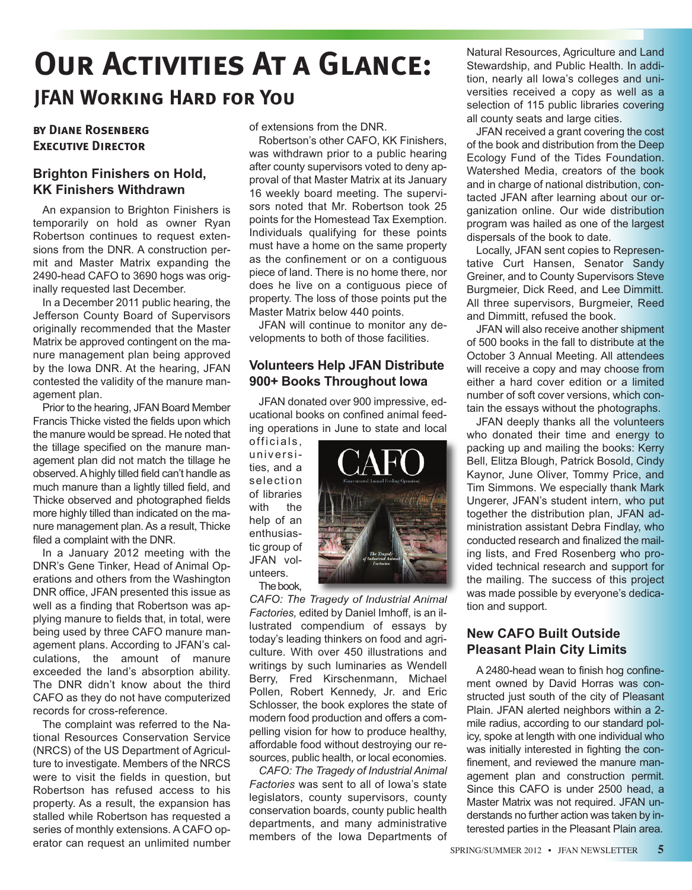# Our Activities At a Glance:

## JFAN Working Hard for You

**by Diane Rosenberg**
**Executive Director**

### Brighton Finishers on Hold, KK Finishers Withdrawn

An expansion to Brighton Finishers is temporarily on hold as owner Ryan Robertson continues to request extensions from the DNR. A construction permit and Master Matrix expanding the 2490-head CAFO to 3690 hogs was originally requested last December.

In a December 2011 public hearing, the Jefferson County Board of Supervisors originally recommended that the Master Matrix be approved contingent on the manure management plan being approved by the Iowa DNR. At the hearing, JFAN contested the validity of the manure management plan.

Prior to the hearing, JFAN Board Member Francis Thicke visted the fields upon which the manure would be spread. He noted that the tillage specified on the manure management plan did not match the tillage he observed. A highly tilled field can't handle as much manure than a lightly tilled field, and Thicke observed and photographed fields more highly tilled than indicated on the manure management plan. As a result, Thicke filed a complaint with the DNR.

In a January 2012 meeting with the DNR's Gene Tinker, Head of Animal Operations and others from the Washington DNR office, JFAN presented this issue as well as a finding that Robertson was applying manure to fields that, in total, were being used by three CAFO manure management plans. According to JFAN's calculations, the amount of manure exceeded the land's absorption ability. The DNR didn't know about the third CAFO as they do not have computerized records for cross-reference.

The complaint was referred to the National Resources Conservation Service (NRCS) of the US Department of Agriculture to investigate. Members of the NRCS were to visit the fields in question, but Robertson has refused access to his property. As a result, the expansion has stalled while Robertson has requested a series of monthly extensions. A CAFO operator can request an unlimited number of extensions from the DNR.

Robertson's other CAFO, KK Finishers, was withdrawn prior to a public hearing after county supervisors voted to deny approval of that Master Matrix at its January 16 weekly board meeting. The supervisors noted that Mr. Robertson took 25 points for the Homestead Tax Exemption. Individuals qualifying for these points must have a home on the same property as the confinement or on a contiguous piece of land. There is no home there, nor does he live on a contiguous piece of property. The loss of those points put the Master Matrix below 440 points.

JFAN will continue to monitor any developments to both of those facilities.

### Volunteers Help JFAN Distribute 900+ Books Throughout Iowa

JFAN donated over 900 impressive, educational books on confined animal feeding operations in June to state and local officials, universities, and a selection of libraries with the help of an enthusiastic group of JFAN volunteers.

The book, *CAFO: The Tragedy of Industrial Animal Factories,* edited by Daniel Imhoff, is an illustrated compendium of essays by today's leading thinkers on food and agriculture. With over 450 illustrations and writings by such luminaries as Wendell Berry, Fred Kirschenmann, Michael Pollen, Robert Kennedy, Jr. and Eric Schlosser, the book explores the state of modern food production and offers a compelling vision for how to produce healthy, affordable food without destroying our resources, public health, or local economies.

*CAFO: The Tragedy of Industrial Animal Factories* was sent to all of Iowa's state legislators, county supervisors, county conservation boards, county public health departments, and many administrative members of the Iowa Departments of Natural Resources, Agriculture and Land Stewardship, and Public Health. In addition, nearly all Iowa's colleges and universities received a copy as well as a selection of 115 public libraries covering all county seats and large cities.

JFAN received a grant covering the cost of the book and distribution from the Deep Ecology Fund of the Tides Foundation. Watershed Media, creators of the book and in charge of national distribution, contacted JFAN after learning about our organization online. Our wide distribution program was hailed as one of the largest dispersals of the book to date.

Locally, JFAN sent copies to Representative Curt Hansen, Senator Sandy Greiner, and to County Supervisors Steve Burgmeier, Dick Reed, and Lee Dimmitt. All three supervisors, Burgmeier, Reed and Dimmitt, refused the book.

JFAN will also receive another shipment of 500 books in the fall to distribute at the October 3 Annual Meeting. All attendees will receive a copy and may choose from either a hard cover edition or a limited number of soft cover versions, which contain the essays without the photographs.

JFAN deeply thanks all the volunteers who donated their time and energy to packing up and mailing the books: Kerry Bell, Elitza Blough, Patrick Bosold, Cindy Kaynor, June Oliver, Tommy Price, and Tim Simmons. We especially thank Mark Ungerer, JFAN's student intern, who put together the distribution plan, JFAN administration assistant Debra Findlay, who conducted research and finalized the mailing lists, and Fred Rosenberg who provided technical research and support for the mailing. The success of this project was made possible by everyone's dedication and support.

### New CAFO Built Outside Pleasant Plain City Limits

A 2480-head wean to finish hog confinement owned by David Horras was constructed just south of the city of Pleasant Plain. JFAN alerted neighbors within a 2-mile radius, according to our standard policy, spoke at length with one individual who was initially interested in fighting the confinement, and reviewed the manure management plan and construction permit. Since this CAFO is under 2500 head, a Master Matrix was not required. JFAN understands no further action was taken by interested parties in the Pleasant Plain area.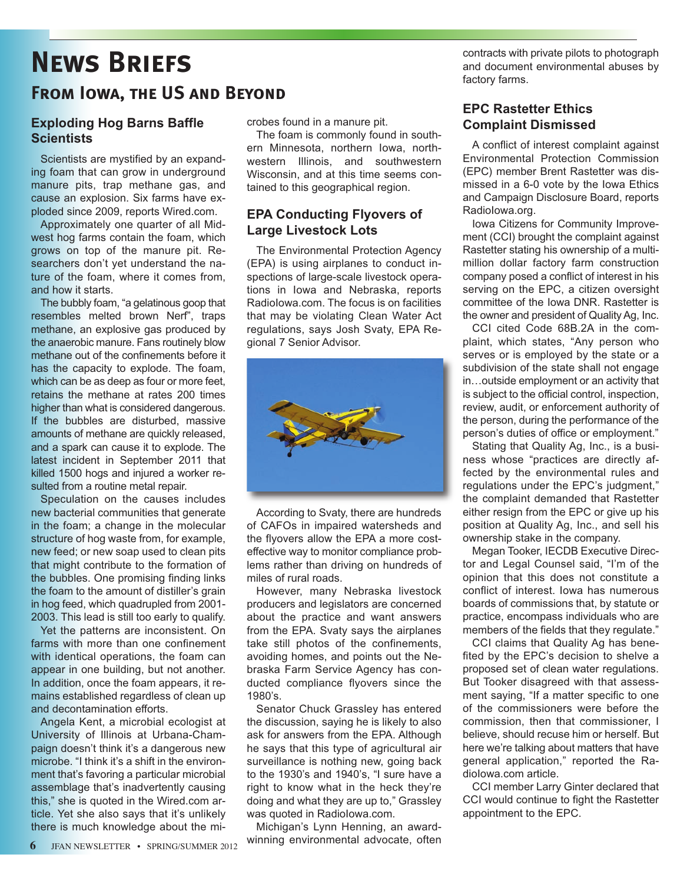# News Briefs

## From Iowa, the US and Beyond

### Exploding Hog Barns Baffle Scientists

Scientists are mystified by an expanding foam that can grow in underground manure pits, trap methane gas, and cause an explosion. Six farms have exploded since 2009, reports Wired.com.

Approximately one quarter of all Midwest hog farms contain the foam, which grows on top of the manure pit. Researchers don't yet understand the nature of the foam, where it comes from, and how it starts.

The bubbly foam, "a gelatinous goop that resembles melted brown Nerf", traps methane, an explosive gas produced by the anaerobic manure. Fans routinely blow methane out of the confinements before it has the capacity to explode. The foam, which can be as deep as four or more feet, retains the methane at rates 200 times higher than what is considered dangerous. If the bubbles are disturbed, massive amounts of methane are quickly released, and a spark can cause it to explode. The latest incident in September 2011 that killed 1500 hogs and injured a worker resulted from a routine metal repair.

Speculation on the causes includes new bacterial communities that generate in the foam; a change in the molecular structure of hog waste from, for example, new feed; or new soap used to clean pits that might contribute to the formation of the bubbles. One promising finding links the foam to the amount of distiller's grain in hog feed, which quadrupled from 2001-2003. This lead is still too early to qualify.

Yet the patterns are inconsistent. On farms with more than one confinement with identical operations, the foam can appear in one building, but not another. In addition, once the foam appears, it remains established regardless of clean up and decontamination efforts.

Angela Kent, a microbial ecologist at University of Illinois at Urbana-Champaign doesn't think it's a dangerous new microbe. "I think it's a shift in the environment that's favoring a particular microbial assemblage that's inadvertently causing this," she is quoted in the Wired.com article. Yet she also says that it's unlikely there is much knowledge about the microbes found in a manure pit.

The foam is commonly found in southern Minnesota, northern Iowa, northwestern Illinois, and southwestern Wisconsin, and at this time seems contained to this geographical region.

### EPA Conducting Flyovers of Large Livestock Lots

The Environmental Protection Agency (EPA) is using airplanes to conduct inspections of large-scale livestock operations in Iowa and Nebraska, reports RadioIowa.com. The focus is on facilities that may be violating Clean Water Act regulations, says Josh Svaty, EPA Regional 7 Senior Advisor.

According to Svaty, there are hundreds of CAFOs in impaired watersheds and the flyovers allow the EPA a more cost-effective way to monitor compliance problems rather than driving on hundreds of miles of rural roads.

However, many Nebraska livestock producers and legislators are concerned about the practice and want answers from the EPA. Svaty says the airplanes take still photos of the confinements, avoiding homes, and points out the Nebraska Farm Service Agency has conducted compliance flyovers since the 1980's.

Senator Chuck Grassley has entered the discussion, saying he is likely to also ask for answers from the EPA. Although he says that this type of agricultural air surveillance is nothing new, going back to the 1930's and 1940's, "I sure have a right to know what in the heck they're doing and what they are up to," Grassley was quoted in Radioiowa.com.

Michigan's Lynn Henning, an award-winning environmental advocate, often contracts with private pilots to photograph and document environmental abuses by factory farms.

### EPC Rastetter Ethics Complaint Dismissed

A conflict of interest complaint against Environmental Protection Commission (EPC) member Brent Rastetter was dismissed in a 6-0 vote by the Iowa Ethics and Campaign Disclosure Board, reports RadioIowa.org.

Iowa Citizens for Community Improvement (CCI) brought the complaint against Rastetter stating his ownership of a multi-million dollar factory farm construction company posed a conflict of interest in his serving on the EPC, a citizen oversight committee of the Iowa DNR. Rastetter is the owner and president of Quality Ag, Inc.

CCI cited Code 68B.2A in the complaint, which states, "Any person who serves or is employed by the state or a subdivision of the state shall not engage in…outside employment or an activity that is subject to the official control, inspection, review, audit, or enforcement authority of the person, during the performance of the person's duties of office or employment."

Stating that Quality Ag, Inc., is a business whose "practices are directly affected by the environmental rules and regulations under the EPC's judgment," the complaint demanded that Rastetter either resign from the EPC or give up his position at Quality Ag, Inc., and sell his ownership stake in the company.

Megan Tooker, IECDB Executive Director and Legal Counsel said, "I'm of the opinion that this does not constitute a conflict of interest. Iowa has numerous boards of commissions that, by statute or practice, encompass individuals who are members of the fields that they regulate."

CCI claims that Quality Ag has benefited by the EPC's decision to shelve a proposed set of clean water regulations. But Tooker disagreed with that assessment saying, "If a matter specific to one of the commissioners were before the commission, then that commissioner, I believe, should recuse him or herself. But here we're talking about matters that have general application," reported the Radiolowa.com article.

CCI member Larry Ginter declared that CCI would continue to fight the Rastetter appointment to the EPC.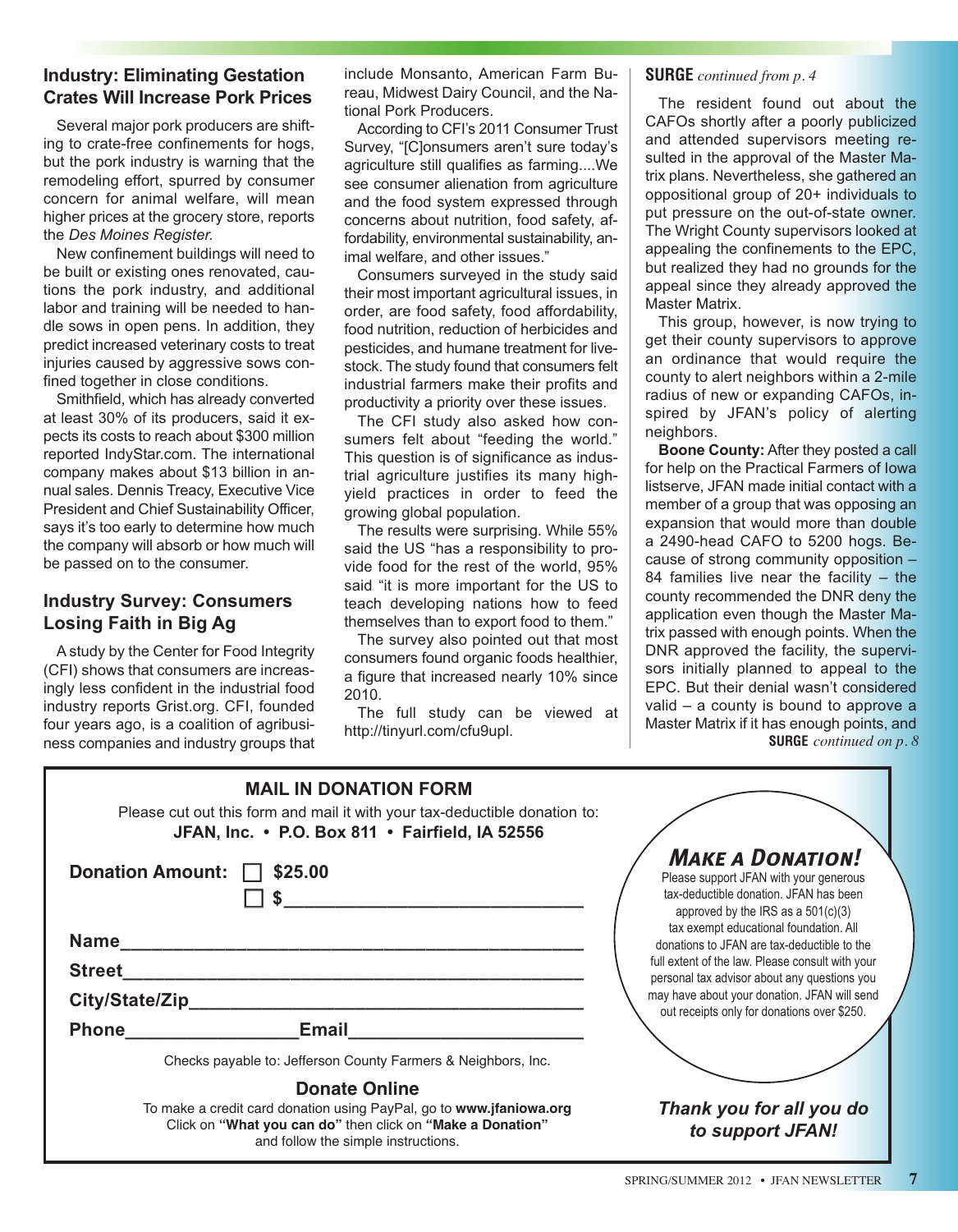## Industry: Eliminating Gestation Crates Will Increase Pork Prices

Several major pork producers are shifting to crate-free confinements for hogs, but the pork industry is warning that the remodeling effort, spurred by consumer concern for animal welfare, will mean higher prices at the grocery store, reports the *Des Moines Register.*

New confinement buildings will need to be built or existing ones renovated, cautions the pork industry, and additional labor and training will be needed to handle sows in open pens. In addition, they predict increased veterinary costs to treat injuries caused by aggressive sows confined together in close conditions.

Smithfield, which has already converted at least 30% of its producers, said it expects its costs to reach about $300 million reported IndyStar.com. The international company makes about $13 billion in annual sales. Dennis Treacy, Executive Vice President and Chief Sustainability Officer, says it's too early to determine how much the company will absorb or how much will be passed on to the consumer.

## Industry Survey: Consumers Losing Faith in Big Ag

A study by the Center for Food Integrity (CFI) shows that consumers are increasingly less confident in the industrial food industry reports Grist.org. CFI, founded four years ago, is a coalition of agribusiness companies and industry groups that include Monsanto, American Farm Bureau, Midwest Dairy Council, and the National Pork Producers.

According to CFI's 2011 Consumer Trust Survey, "[C]onsumers aren't sure today's agriculture still qualifies as farming....We see consumer alienation from agriculture and the food system expressed through concerns about nutrition, food safety, affordability, environmental sustainability, animal welfare, and other issues."

Consumers surveyed in the study said their most important agricultural issues, in order, are food safety, food affordability, food nutrition, reduction of herbicides and pesticides, and humane treatment for livestock. The study found that consumers felt industrial farmers make their profits and productivity a priority over these issues.

The CFI study also asked how consumers felt about "feeding the world." This question is of significance as industrial agriculture justifies its many high-yield practices in order to feed the growing global population.

The results were surprising. While 55% said the US "has a responsibility to provide food for the rest of the world, 95% said "it is more important for the US to teach developing nations how to feed themselves than to export food to them."

The survey also pointed out that most consumers found organic foods healthier, a figure that increased nearly 10% since 2010.

The full study can be viewed at http://tinyurl.com/cfu9upl.

**SURGE** *continued from p. 4*

The resident found out about the CAFOs shortly after a poorly publicized and attended supervisors meeting resulted in the approval of the Master Matrix plans. Nevertheless, she gathered an oppositional group of 20+ individuals to put pressure on the out-of-state owner. The Wright County supervisors looked at appealing the confinements to the EPC, but realized they had no grounds for the appeal since they already approved the Master Matrix.

This group, however, is now trying to get their county supervisors to approve an ordinance that would require the county to alert neighbors within a 2-mile radius of new or expanding CAFOs, inspired by JFAN's policy of alerting neighbors.

**Boone County:** After they posted a call for help on the Practical Farmers of Iowa listserve, JFAN made initial contact with a member of a group that was opposing an expansion that would more than double a 2490-head CAFO to 5200 hogs. Because of strong community opposition – 84 families live near the facility – the county recommended the DNR deny the application even though the Master Matrix passed with enough points. When the DNR approved the facility, the supervisors initially planned to appeal to the EPC. But their denial wasn't considered valid – a county is bound to approve a Master Matrix if it has enough points, and

**SURGE** *continued on p. 8*

---

### MAIL IN DONATION FORM

Please cut out this form and mail it with your tax-deductible donation to:
**JFAN, Inc. • P.O. Box 811 • Fairfield, IA 52556**

**Donation Amount:** ☐ **$25.00**
☐ **$**______________________________

**Name**_____________________________________________

**Street**____________________________________________

**City/State/Zip**______________________________________

**Phone**__________________ **Email**_______________________

Checks payable to: Jefferson County Farmers & Neighbors, Inc.

**Donate Online**

To make a credit card donation using PayPal, go to **www.jfaniowa.org**
Click on **"What you can do"** then click on **"Make a Donation"**
and follow the simple instructions.

### *Make a Donation!*

Please support JFAN with your generous tax-deductible donation. JFAN has been approved by the IRS as a 501(c)(3) tax exempt educational foundation. All donations to JFAN are tax-deductible to the full extent of the law. Please consult with your personal tax advisor about any questions you may have about your donation. JFAN will send out receipts only for donations over $250.

***Thank you for all you do to support JFAN!***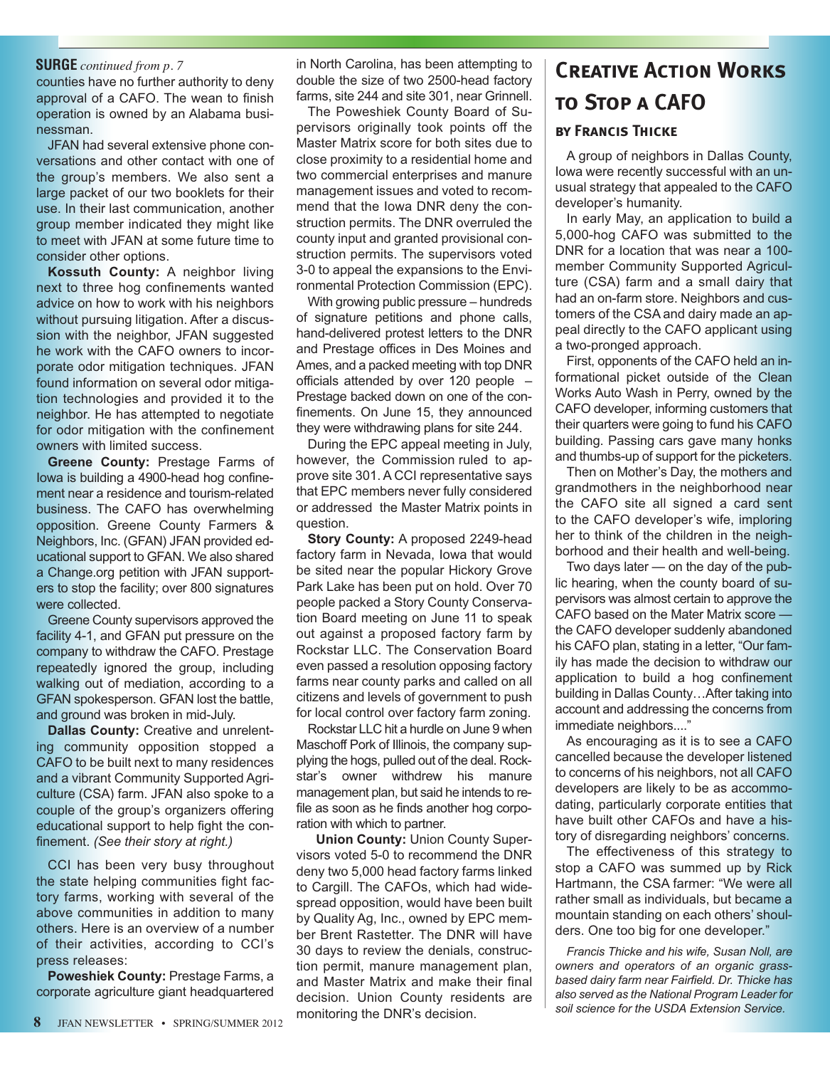**SURGE** *continued from p. 7*

counties have no further authority to deny approval of a CAFO. The wean to finish operation is owned by an Alabama businessman.

JFAN had several extensive phone conversations and other contact with one of the group's members. We also sent a large packet of our two booklets for their use. In their last communication, another group member indicated they might like to meet with JFAN at some future time to consider other options.

**Kossuth County:** A neighbor living next to three hog confinements wanted advice on how to work with his neighbors without pursuing litigation. After a discussion with the neighbor, JFAN suggested he work with the CAFO owners to incorporate odor mitigation techniques. JFAN found information on several odor mitigation technologies and provided it to the neighbor. He has attempted to negotiate for odor mitigation with the confinement owners with limited success.

**Greene County:** Prestage Farms of Iowa is building a 4900-head hog confinement near a residence and tourism-related business. The CAFO has overwhelming opposition. Greene County Farmers & Neighbors, Inc. (GFAN) JFAN provided educational support to GFAN. We also shared a Change.org petition with JFAN supporters to stop the facility; over 800 signatures were collected.

Greene County supervisors approved the facility 4-1, and GFAN put pressure on the company to withdraw the CAFO. Prestage repeatedly ignored the group, including walking out of mediation, according to a GFAN spokesperson. GFAN lost the battle, and ground was broken in mid-July.

**Dallas County:** Creative and unrelenting community opposition stopped a CAFO to be built next to many residences and a vibrant Community Supported Agriculture (CSA) farm. JFAN also spoke to a couple of the group's organizers offering educational support to help fight the confinement. *(See their story at right.)*

CCI has been very busy throughout the state helping communities fight factory farms, working with several of the above communities in addition to many others. Here is an overview of a number of their activities, according to CCI's press releases:

**Poweshiek County:** Prestage Farms, a corporate agriculture giant headquartered in North Carolina, has been attempting to double the size of two 2500-head factory farms, site 244 and site 301, near Grinnell.

The Poweshiek County Board of Supervisors originally took points off the Master Matrix score for both sites due to close proximity to a residential home and two commercial enterprises and manure management issues and voted to recommend that the Iowa DNR deny the construction permits. The DNR overruled the county input and granted provisional construction permits. The supervisors voted 3-0 to appeal the expansions to the Environmental Protection Commission (EPC).

With growing public pressure – hundreds of signature petitions and phone calls, hand-delivered protest letters to the DNR and Prestage offices in Des Moines and Ames, and a packed meeting with top DNR officials attended by over 120 people – Prestage backed down on one of the confinements. On June 15, they announced they were withdrawing plans for site 244.

During the EPC appeal meeting in July, however, the Commission ruled to approve site 301. A CCI representative says that EPC members never fully considered or addressed the Master Matrix points in question.

**Story County:** A proposed 2249-head factory farm in Nevada, Iowa that would be sited near the popular Hickory Grove Park Lake has been put on hold. Over 70 people packed a Story County Conservation Board meeting on June 11 to speak out against a proposed factory farm by Rockstar LLC. The Conservation Board even passed a resolution opposing factory farms near county parks and called on all citizens and levels of government to push for local control over factory farm zoning.

Rockstar LLC hit a hurdle on June 9 when Maschoff Pork of Illinois, the company supplying the hogs, pulled out of the deal. Rockstar's owner withdrew his manure management plan, but said he intends to refile as soon as he finds another hog corporation with which to partner.

**Union County:** Union County Supervisors voted 5-0 to recommend the DNR deny two 5,000 head factory farms linked to Cargill. The CAFOs, which had widespread opposition, would have been built by Quality Ag, Inc., owned by EPC member Brent Rastetter. The DNR will have 30 days to review the denials, construction permit, manure management plan, and Master Matrix and make their final decision. Union County residents are monitoring the DNR's decision.

# Creative Action Works to Stop a CAFO

### by Francis Thicke

A group of neighbors in Dallas County, Iowa were recently successful with an unusual strategy that appealed to the CAFO developer's humanity.

In early May, an application to build a 5,000-hog CAFO was submitted to the DNR for a location that was near a 100-member Community Supported Agriculture (CSA) farm and a small dairy that had an on-farm store. Neighbors and customers of the CSA and dairy made an appeal directly to the CAFO applicant using a two-pronged approach.

First, opponents of the CAFO held an informational picket outside of the Clean Works Auto Wash in Perry, owned by the CAFO developer, informing customers that their quarters were going to fund his CAFO building. Passing cars gave many honks and thumbs-up of support for the picketers.

Then on Mother's Day, the mothers and grandmothers in the neighborhood near the CAFO site all signed a card sent to the CAFO developer's wife, imploring her to think of the children in the neighborhood and their health and well-being.

Two days later — on the day of the public hearing, when the county board of supervisors was almost certain to approve the CAFO based on the Mater Matrix score — the CAFO developer suddenly abandoned his CAFO plan, stating in a letter, "Our family has made the decision to withdraw our application to build a hog confinement building in Dallas County…After taking into account and addressing the concerns from immediate neighbors...."

As encouraging as it is to see a CAFO cancelled because the developer listened to concerns of his neighbors, not all CAFO developers are likely to be as accommodating, particularly corporate entities that have built other CAFOs and have a history of disregarding neighbors' concerns.

The effectiveness of this strategy to stop a CAFO was summed up by Rick Hartmann, the CSA farmer: "We were all rather small as individuals, but became a mountain standing on each others' shoulders. One too big for one developer."

*Francis Thicke and his wife, Susan Noll, are owners and operators of an organic grass-based dairy farm near Fairfield. Dr. Thicke has also served as the National Program Leader for soil science for the USDA Extension Service.*